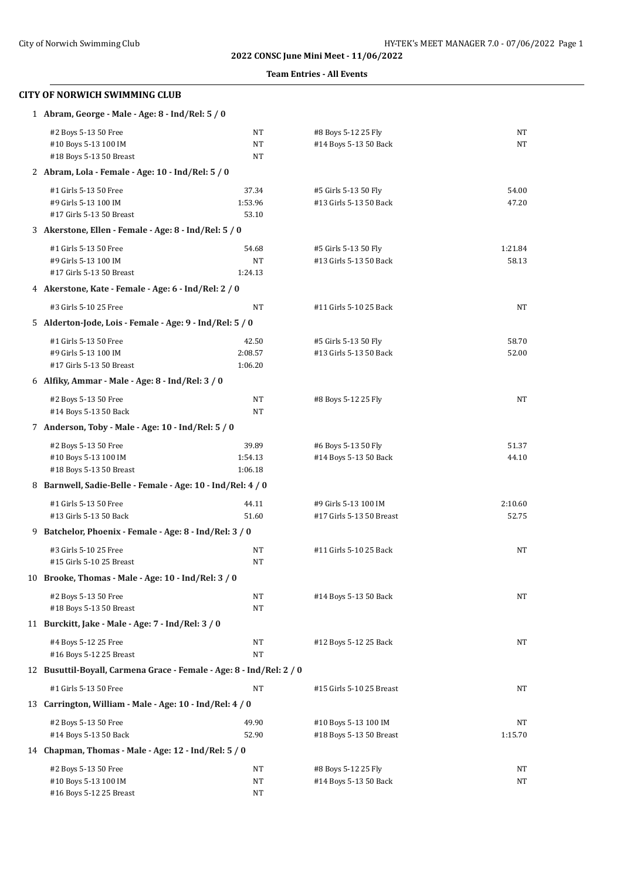**2022 CONSC June Mini Meet - 11/06/2022**

**Team Entries - All Events**

## CITY OF NORWICH SWIMMING CLUB

**1 Abram, George - Male - Age: 8 - Ind/Rel: 5 / 0**

| Event | Time | Event | Time |
|---|---|---|---|
| #2 Boys 5-13 50 Free | NT | #8 Boys 5-12 25 Fly | NT |
| #10 Boys 5-13 100 IM | NT | #14 Boys 5-13 50 Back | NT |
| #18 Boys 5-13 50 Breast | NT | | |

**2 Abram, Lola - Female - Age: 10 - Ind/Rel: 5 / 0**

| Event | Time | Event | Time |
|---|---|---|---|
| #1 Girls 5-13 50 Free | 37.34 | #5 Girls 5-13 50 Fly | 54.00 |
| #9 Girls 5-13 100 IM | 1:53.96 | #13 Girls 5-13 50 Back | 47.20 |
| #17 Girls 5-13 50 Breast | 53.10 | | |

**3 Akerstone, Ellen - Female - Age: 8 - Ind/Rel: 5 / 0**

| Event | Time | Event | Time |
|---|---|---|---|
| #1 Girls 5-13 50 Free | 54.68 | #5 Girls 5-13 50 Fly | 1:21.84 |
| #9 Girls 5-13 100 IM | NT | #13 Girls 5-13 50 Back | 58.13 |
| #17 Girls 5-13 50 Breast | 1:24.13 | | |

**4 Akerstone, Kate - Female - Age: 6 - Ind/Rel: 2 / 0**

| Event | Time | Event | Time |
|---|---|---|---|
| #3 Girls 5-10 25 Free | NT | #11 Girls 5-10 25 Back | NT |

**5 Alderton-Jode, Lois - Female - Age: 9 - Ind/Rel: 5 / 0**

| Event | Time | Event | Time |
|---|---|---|---|
| #1 Girls 5-13 50 Free | 42.50 | #5 Girls 5-13 50 Fly | 58.70 |
| #9 Girls 5-13 100 IM | 2:08.57 | #13 Girls 5-13 50 Back | 52.00 |
| #17 Girls 5-13 50 Breast | 1:06.20 | | |

**6 Alfiky, Ammar - Male - Age: 8 - Ind/Rel: 3 / 0**

| Event | Time | Event | Time |
|---|---|---|---|
| #2 Boys 5-13 50 Free | NT | #8 Boys 5-12 25 Fly | NT |
| #14 Boys 5-13 50 Back | NT | | |

**7 Anderson, Toby - Male - Age: 10 - Ind/Rel: 5 / 0**

| Event | Time | Event | Time |
|---|---|---|---|
| #2 Boys 5-13 50 Free | 39.89 | #6 Boys 5-13 50 Fly | 51.37 |
| #10 Boys 5-13 100 IM | 1:54.13 | #14 Boys 5-13 50 Back | 44.10 |
| #18 Boys 5-13 50 Breast | 1:06.18 | | |

**8 Barnwell, Sadie-Belle - Female - Age: 10 - Ind/Rel: 4 / 0**

| Event | Time | Event | Time |
|---|---|---|---|
| #1 Girls 5-13 50 Free | 44.11 | #9 Girls 5-13 100 IM | 2:10.60 |
| #13 Girls 5-13 50 Back | 51.60 | #17 Girls 5-13 50 Breast | 52.75 |

**9 Batchelor, Phoenix - Female - Age: 8 - Ind/Rel: 3 / 0**

| Event | Time | Event | Time |
|---|---|---|---|
| #3 Girls 5-10 25 Free | NT | #11 Girls 5-10 25 Back | NT |
| #15 Girls 5-10 25 Breast | NT | | |

**10 Brooke, Thomas - Male - Age: 10 - Ind/Rel: 3 / 0**

| Event | Time | Event | Time |
|---|---|---|---|
| #2 Boys 5-13 50 Free | NT | #14 Boys 5-13 50 Back | NT |
| #18 Boys 5-13 50 Breast | NT | | |

**11 Burckitt, Jake - Male - Age: 7 - Ind/Rel: 3 / 0**

| Event | Time | Event | Time |
|---|---|---|---|
| #4 Boys 5-12 25 Free | NT | #12 Boys 5-12 25 Back | NT |
| #16 Boys 5-12 25 Breast | NT | | |

**12 Busuttil-Boyall, Carmena Grace - Female - Age: 8 - Ind/Rel: 2 / 0**

| Event | Time | Event | Time |
|---|---|---|---|
| #1 Girls 5-13 50 Free | NT | #15 Girls 5-10 25 Breast | NT |

**13 Carrington, William - Male - Age: 10 - Ind/Rel: 4 / 0**

| Event | Time | Event | Time |
|---|---|---|---|
| #2 Boys 5-13 50 Free | 49.90 | #10 Boys 5-13 100 IM | NT |
| #14 Boys 5-13 50 Back | 52.90 | #18 Boys 5-13 50 Breast | 1:15.70 |

**14 Chapman, Thomas - Male - Age: 12 - Ind/Rel: 5 / 0**

| Event | Time | Event | Time |
|---|---|---|---|
| #2 Boys 5-13 50 Free | NT | #8 Boys 5-12 25 Fly | NT |
| #10 Boys 5-13 100 IM | NT | #14 Boys 5-13 50 Back | NT |
| #16 Boys 5-12 25 Breast | NT | | |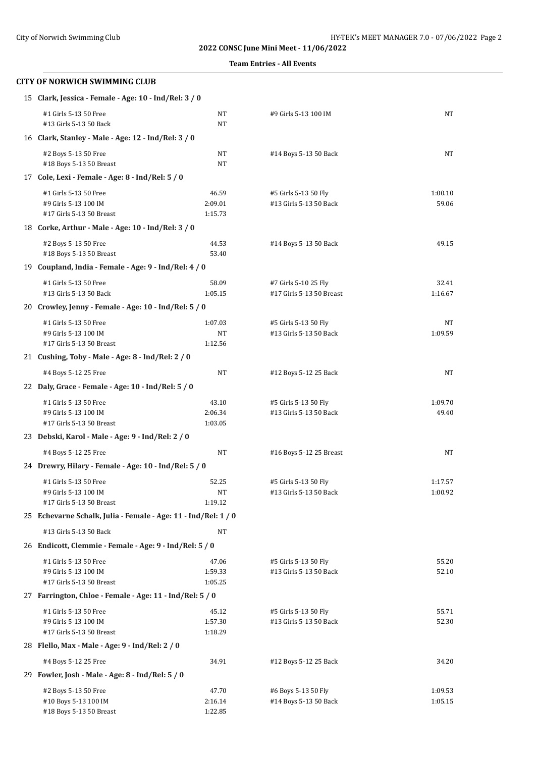**2022 CONSC June Mini Meet - 11/06/2022**

**Team Entries - All Events**

## CITY OF NORWICH SWIMMING CLUB

**15 Clark, Jessica - Female - Age: 10 - Ind/Rel: 3 / 0**

| Event | Time | Event | Time |
|---|---|---|---|
| #1 Girls 5-13 50 Free | NT | #9 Girls 5-13 100 IM | NT |
| #13 Girls 5-13 50 Back | NT | | |

**16 Clark, Stanley - Male - Age: 12 - Ind/Rel: 3 / 0**

| Event | Time | Event | Time |
|---|---|---|---|
| #2 Boys 5-13 50 Free | NT | #14 Boys 5-13 50 Back | NT |
| #18 Boys 5-13 50 Breast | NT | | |

**17 Cole, Lexi - Female - Age: 8 - Ind/Rel: 5 / 0**

| Event | Time | Event | Time |
|---|---|---|---|
| #1 Girls 5-13 50 Free | 46.59 | #5 Girls 5-13 50 Fly | 1:00.10 |
| #9 Girls 5-13 100 IM | 2:09.01 | #13 Girls 5-13 50 Back | 59.06 |
| #17 Girls 5-13 50 Breast | 1:15.73 | | |

**18 Corke, Arthur - Male - Age: 10 - Ind/Rel: 3 / 0**

| Event | Time | Event | Time |
|---|---|---|---|
| #2 Boys 5-13 50 Free | 44.53 | #14 Boys 5-13 50 Back | 49.15 |
| #18 Boys 5-13 50 Breast | 53.40 | | |

**19 Coupland, India - Female - Age: 9 - Ind/Rel: 4 / 0**

| Event | Time | Event | Time |
|---|---|---|---|
| #1 Girls 5-13 50 Free | 58.09 | #7 Girls 5-10 25 Fly | 32.41 |
| #13 Girls 5-13 50 Back | 1:05.15 | #17 Girls 5-13 50 Breast | 1:16.67 |

**20 Crowley, Jenny - Female - Age: 10 - Ind/Rel: 5 / 0**

| Event | Time | Event | Time |
|---|---|---|---|
| #1 Girls 5-13 50 Free | 1:07.03 | #5 Girls 5-13 50 Fly | NT |
| #9 Girls 5-13 100 IM | NT | #13 Girls 5-13 50 Back | 1:09.59 |
| #17 Girls 5-13 50 Breast | 1:12.56 | | |

**21 Cushing, Toby - Male - Age: 8 - Ind/Rel: 2 / 0**

| Event | Time | Event | Time |
|---|---|---|---|
| #4 Boys 5-12 25 Free | NT | #12 Boys 5-12 25 Back | NT |

**22 Daly, Grace - Female - Age: 10 - Ind/Rel: 5 / 0**

| Event | Time | Event | Time |
|---|---|---|---|
| #1 Girls 5-13 50 Free | 43.10 | #5 Girls 5-13 50 Fly | 1:09.70 |
| #9 Girls 5-13 100 IM | 2:06.34 | #13 Girls 5-13 50 Back | 49.40 |
| #17 Girls 5-13 50 Breast | 1:03.05 | | |

**23 Debski, Karol - Male - Age: 9 - Ind/Rel: 2 / 0**

| Event | Time | Event | Time |
|---|---|---|---|
| #4 Boys 5-12 25 Free | NT | #16 Boys 5-12 25 Breast | NT |

**24 Drewry, Hilary - Female - Age: 10 - Ind/Rel: 5 / 0**

| Event | Time | Event | Time |
|---|---|---|---|
| #1 Girls 5-13 50 Free | 52.25 | #5 Girls 5-13 50 Fly | 1:17.57 |
| #9 Girls 5-13 100 IM | NT | #13 Girls 5-13 50 Back | 1:00.92 |
| #17 Girls 5-13 50 Breast | 1:19.12 | | |

**25 Echevarne Schalk, Julia - Female - Age: 11 - Ind/Rel: 1 / 0**

| Event | Time |
|---|---|
| #13 Girls 5-13 50 Back | NT |

**26 Endicott, Clemmie - Female - Age: 9 - Ind/Rel: 5 / 0**

| Event | Time | Event | Time |
|---|---|---|---|
| #1 Girls 5-13 50 Free | 47.06 | #5 Girls 5-13 50 Fly | 55.20 |
| #9 Girls 5-13 100 IM | 1:59.33 | #13 Girls 5-13 50 Back | 52.10 |
| #17 Girls 5-13 50 Breast | 1:05.25 | | |

**27 Farrington, Chloe - Female - Age: 11 - Ind/Rel: 5 / 0**

| Event | Time | Event | Time |
|---|---|---|---|
| #1 Girls 5-13 50 Free | 45.12 | #5 Girls 5-13 50 Fly | 55.71 |
| #9 Girls 5-13 100 IM | 1:57.30 | #13 Girls 5-13 50 Back | 52.30 |
| #17 Girls 5-13 50 Breast | 1:18.29 | | |

**28 Flello, Max - Male - Age: 9 - Ind/Rel: 2 / 0**

| Event | Time | Event | Time |
|---|---|---|---|
| #4 Boys 5-12 25 Free | 34.91 | #12 Boys 5-12 25 Back | 34.20 |

**29 Fowler, Josh - Male - Age: 8 - Ind/Rel: 5 / 0**

| Event | Time | Event | Time |
|---|---|---|---|
| #2 Boys 5-13 50 Free | 47.70 | #6 Boys 5-13 50 Fly | 1:09.53 |
| #10 Boys 5-13 100 IM | 2:16.14 | #14 Boys 5-13 50 Back | 1:05.15 |
| #18 Boys 5-13 50 Breast | 1:22.85 | | |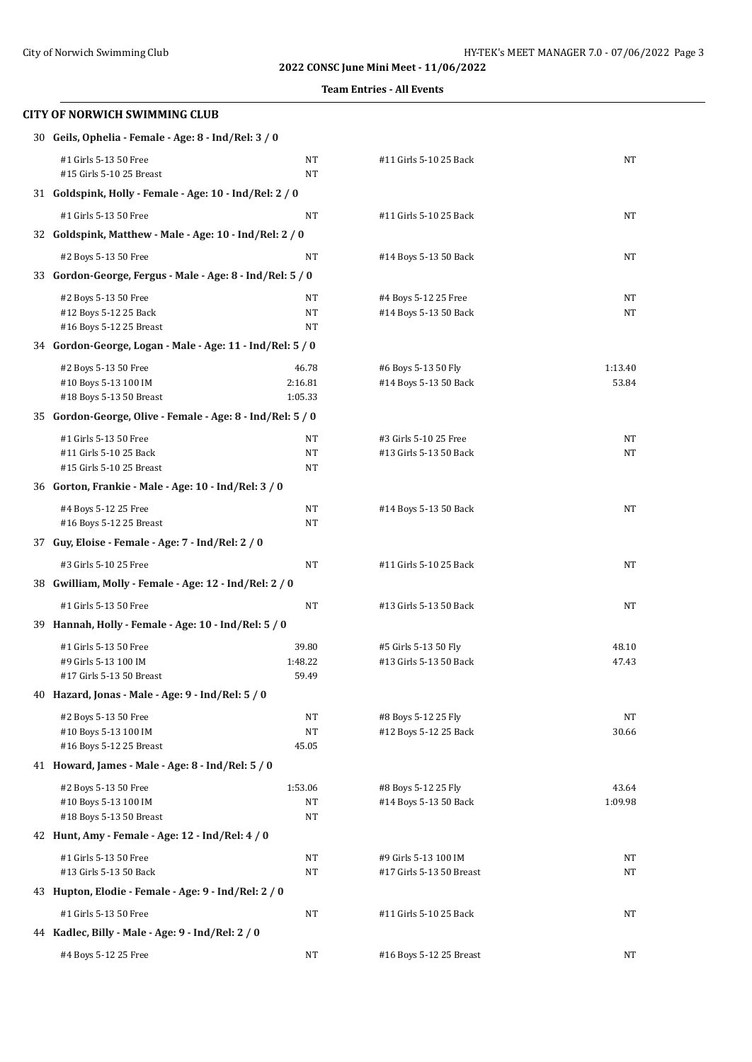**Team Entries - All Events**

## CITY OF NORWICH SWIMMING CLUB

**30 Geils, Ophelia - Female - Age: 8 - Ind/Rel: 3 / 0**

| | | | |
|---|---|---|---|
| #1 Girls 5-13 50 Free | NT | #11 Girls 5-10 25 Back | NT |
| #15 Girls 5-10 25 Breast | NT | | |

**31 Goldspink, Holly - Female - Age: 10 - Ind/Rel: 2 / 0**

| | | | |
|---|---|---|---|
| #1 Girls 5-13 50 Free | NT | #11 Girls 5-10 25 Back | NT |

**32 Goldspink, Matthew - Male - Age: 10 - Ind/Rel: 2 / 0**

| | | | |
|---|---|---|---|
| #2 Boys 5-13 50 Free | NT | #14 Boys 5-13 50 Back | NT |

**33 Gordon-George, Fergus - Male - Age: 8 - Ind/Rel: 5 / 0**

| | | | |
|---|---|---|---|
| #2 Boys 5-13 50 Free | NT | #4 Boys 5-12 25 Free | NT |
| #12 Boys 5-12 25 Back | NT | #14 Boys 5-13 50 Back | NT |
| #16 Boys 5-12 25 Breast | NT | | |

**34 Gordon-George, Logan - Male - Age: 11 - Ind/Rel: 5 / 0**

| | | | |
|---|---|---|---|
| #2 Boys 5-13 50 Free | 46.78 | #6 Boys 5-13 50 Fly | 1:13.40 |
| #10 Boys 5-13 100 IM | 2:16.81 | #14 Boys 5-13 50 Back | 53.84 |
| #18 Boys 5-13 50 Breast | 1:05.33 | | |

**35 Gordon-George, Olive - Female - Age: 8 - Ind/Rel: 5 / 0**

| | | | |
|---|---|---|---|
| #1 Girls 5-13 50 Free | NT | #3 Girls 5-10 25 Free | NT |
| #11 Girls 5-10 25 Back | NT | #13 Girls 5-13 50 Back | NT |
| #15 Girls 5-10 25 Breast | NT | | |

**36 Gorton, Frankie - Male - Age: 10 - Ind/Rel: 3 / 0**

| | | | |
|---|---|---|---|
| #4 Boys 5-12 25 Free | NT | #14 Boys 5-13 50 Back | NT |
| #16 Boys 5-12 25 Breast | NT | | |

**37 Guy, Eloise - Female - Age: 7 - Ind/Rel: 2 / 0**

| | | | |
|---|---|---|---|
| #3 Girls 5-10 25 Free | NT | #11 Girls 5-10 25 Back | NT |

**38 Gwilliam, Molly - Female - Age: 12 - Ind/Rel: 2 / 0**

| | | | |
|---|---|---|---|
| #1 Girls 5-13 50 Free | NT | #13 Girls 5-13 50 Back | NT |

**39 Hannah, Holly - Female - Age: 10 - Ind/Rel: 5 / 0**

| | | | |
|---|---|---|---|
| #1 Girls 5-13 50 Free | 39.80 | #5 Girls 5-13 50 Fly | 48.10 |
| #9 Girls 5-13 100 IM | 1:48.22 | #13 Girls 5-13 50 Back | 47.43 |
| #17 Girls 5-13 50 Breast | 59.49 | | |

**40 Hazard, Jonas - Male - Age: 9 - Ind/Rel: 5 / 0**

| | | | |
|---|---|---|---|
| #2 Boys 5-13 50 Free | NT | #8 Boys 5-12 25 Fly | NT |
| #10 Boys 5-13 100 IM | NT | #12 Boys 5-12 25 Back | 30.66 |
| #16 Boys 5-12 25 Breast | 45.05 | | |

**41 Howard, James - Male - Age: 8 - Ind/Rel: 5 / 0**

| | | | |
|---|---|---|---|
| #2 Boys 5-13 50 Free | 1:53.06 | #8 Boys 5-12 25 Fly | 43.64 |
| #10 Boys 5-13 100 IM | NT | #14 Boys 5-13 50 Back | 1:09.98 |
| #18 Boys 5-13 50 Breast | NT | | |

**42 Hunt, Amy - Female - Age: 12 - Ind/Rel: 4 / 0**

| | | | |
|---|---|---|---|
| #1 Girls 5-13 50 Free | NT | #9 Girls 5-13 100 IM | NT |
| #13 Girls 5-13 50 Back | NT | #17 Girls 5-13 50 Breast | NT |

**43 Hupton, Elodie - Female - Age: 9 - Ind/Rel: 2 / 0**

| | | | |
|---|---|---|---|
| #1 Girls 5-13 50 Free | NT | #11 Girls 5-10 25 Back | NT |

**44 Kadlec, Billy - Male - Age: 9 - Ind/Rel: 2 / 0**

| | | | |
|---|---|---|---|
| #4 Boys 5-12 25 Free | NT | #16 Boys 5-12 25 Breast | NT |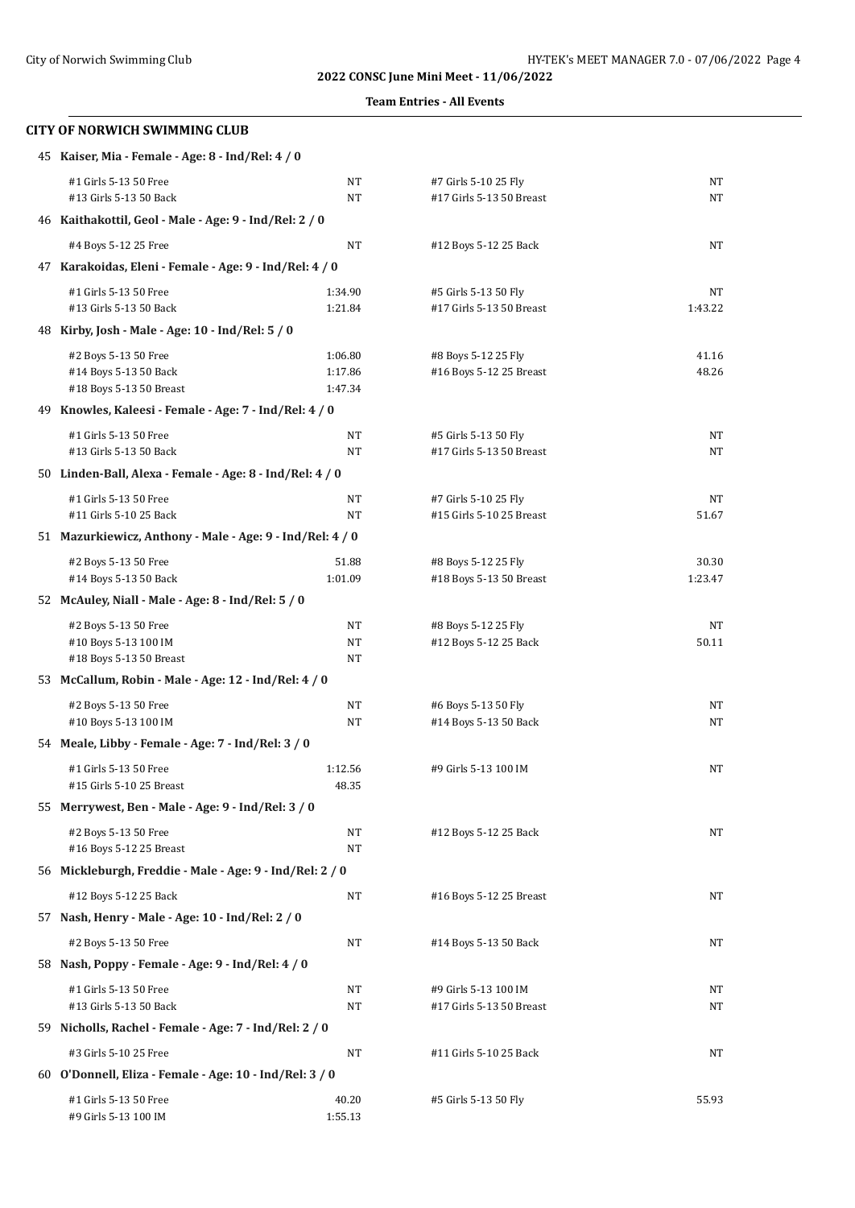**2022 CONSC June Mini Meet - 11/06/2022**

**Team Entries - All Events**

## CITY OF NORWICH SWIMMING CLUB

**45 Kaiser, Mia - Female - Age: 8 - Ind/Rel: 4 / 0**

| Event | Time | Event | Time |
|---|---|---|---|
| #1 Girls 5-13 50 Free | NT | #7 Girls 5-10 25 Fly | NT |
| #13 Girls 5-13 50 Back | NT | #17 Girls 5-13 50 Breast | NT |

**46 Kaithakottil, Geol - Male - Age: 9 - Ind/Rel: 2 / 0**

| Event | Time | Event | Time |
|---|---|---|---|
| #4 Boys 5-12 25 Free | NT | #12 Boys 5-12 25 Back | NT |

**47 Karakoidas, Eleni - Female - Age: 9 - Ind/Rel: 4 / 0**

| Event | Time | Event | Time |
|---|---|---|---|
| #1 Girls 5-13 50 Free | 1:34.90 | #5 Girls 5-13 50 Fly | NT |
| #13 Girls 5-13 50 Back | 1:21.84 | #17 Girls 5-13 50 Breast | 1:43.22 |

**48 Kirby, Josh - Male - Age: 10 - Ind/Rel: 5 / 0**

| Event | Time | Event | Time |
|---|---|---|---|
| #2 Boys 5-13 50 Free | 1:06.80 | #8 Boys 5-12 25 Fly | 41.16 |
| #14 Boys 5-13 50 Back | 1:17.86 | #16 Boys 5-12 25 Breast | 48.26 |
| #18 Boys 5-13 50 Breast | 1:47.34 | | |

**49 Knowles, Kaleesi - Female - Age: 7 - Ind/Rel: 4 / 0**

| Event | Time | Event | Time |
|---|---|---|---|
| #1 Girls 5-13 50 Free | NT | #5 Girls 5-13 50 Fly | NT |
| #13 Girls 5-13 50 Back | NT | #17 Girls 5-13 50 Breast | NT |

**50 Linden-Ball, Alexa - Female - Age: 8 - Ind/Rel: 4 / 0**

| Event | Time | Event | Time |
|---|---|---|---|
| #1 Girls 5-13 50 Free | NT | #7 Girls 5-10 25 Fly | NT |
| #11 Girls 5-10 25 Back | NT | #15 Girls 5-10 25 Breast | 51.67 |

**51 Mazurkiewicz, Anthony - Male - Age: 9 - Ind/Rel: 4 / 0**

| Event | Time | Event | Time |
|---|---|---|---|
| #2 Boys 5-13 50 Free | 51.88 | #8 Boys 5-12 25 Fly | 30.30 |
| #14 Boys 5-13 50 Back | 1:01.09 | #18 Boys 5-13 50 Breast | 1:23.47 |

**52 McAuley, Niall - Male - Age: 8 - Ind/Rel: 5 / 0**

| Event | Time | Event | Time |
|---|---|---|---|
| #2 Boys 5-13 50 Free | NT | #8 Boys 5-12 25 Fly | NT |
| #10 Boys 5-13 100 IM | NT | #12 Boys 5-12 25 Back | 50.11 |
| #18 Boys 5-13 50 Breast | NT | | |

**53 McCallum, Robin - Male - Age: 12 - Ind/Rel: 4 / 0**

| Event | Time | Event | Time |
|---|---|---|---|
| #2 Boys 5-13 50 Free | NT | #6 Boys 5-13 50 Fly | NT |
| #10 Boys 5-13 100 IM | NT | #14 Boys 5-13 50 Back | NT |

**54 Meale, Libby - Female - Age: 7 - Ind/Rel: 3 / 0**

| Event | Time | Event | Time |
|---|---|---|---|
| #1 Girls 5-13 50 Free | 1:12.56 | #9 Girls 5-13 100 IM | NT |
| #15 Girls 5-10 25 Breast | 48.35 | | |

**55 Merrywest, Ben - Male - Age: 9 - Ind/Rel: 3 / 0**

| Event | Time | Event | Time |
|---|---|---|---|
| #2 Boys 5-13 50 Free | NT | #12 Boys 5-12 25 Back | NT |
| #16 Boys 5-12 25 Breast | NT | | |

**56 Mickleburgh, Freddie - Male - Age: 9 - Ind/Rel: 2 / 0**

| Event | Time | Event | Time |
|---|---|---|---|
| #12 Boys 5-12 25 Back | NT | #16 Boys 5-12 25 Breast | NT |

**57 Nash, Henry - Male - Age: 10 - Ind/Rel: 2 / 0**

| Event | Time | Event | Time |
|---|---|---|---|
| #2 Boys 5-13 50 Free | NT | #14 Boys 5-13 50 Back | NT |

**58 Nash, Poppy - Female - Age: 9 - Ind/Rel: 4 / 0**

| Event | Time | Event | Time |
|---|---|---|---|
| #1 Girls 5-13 50 Free | NT | #9 Girls 5-13 100 IM | NT |
| #13 Girls 5-13 50 Back | NT | #17 Girls 5-13 50 Breast | NT |

**59 Nicholls, Rachel - Female - Age: 7 - Ind/Rel: 2 / 0**

| Event | Time | Event | Time |
|---|---|---|---|
| #3 Girls 5-10 25 Free | NT | #11 Girls 5-10 25 Back | NT |

**60 O'Donnell, Eliza - Female - Age: 10 - Ind/Rel: 3 / 0**

| Event | Time | Event | Time |
|---|---|---|---|
| #1 Girls 5-13 50 Free | 40.20 | #5 Girls 5-13 50 Fly | 55.93 |
| #9 Girls 5-13 100 IM | 1:55.13 | | |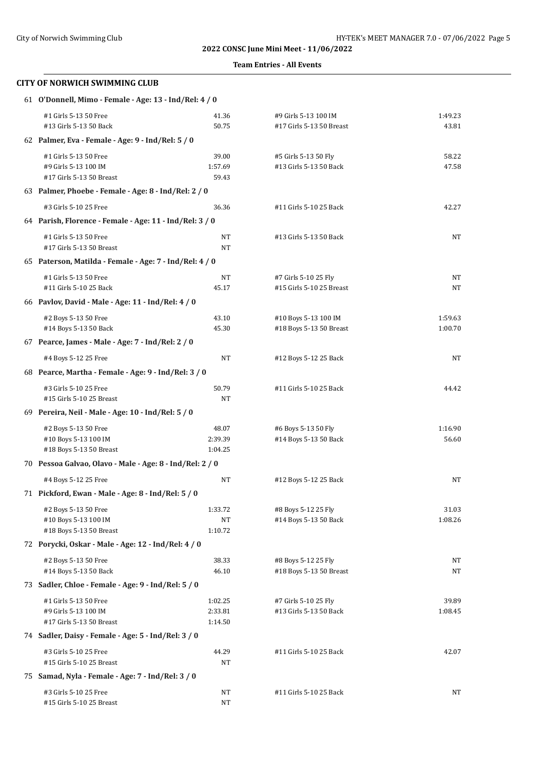**2022 CONSC June Mini Meet - 11/06/2022**

**Team Entries - All Events**

## CITY OF NORWICH SWIMMING CLUB

### 61 O'Donnell, Mimo - Female - Age: 13 - Ind/Rel: 4 / 0

| Event | Time | Event | Time |
|---|---|---|---|
| #1 Girls 5-13 50 Free | 41.36 | #9 Girls 5-13 100 IM | 1:49.23 |
| #13 Girls 5-13 50 Back | 50.75 | #17 Girls 5-13 50 Breast | 43.81 |

### 62 Palmer, Eva - Female - Age: 9 - Ind/Rel: 5 / 0

| Event | Time | Event | Time |
|---|---|---|---|
| #1 Girls 5-13 50 Free | 39.00 | #5 Girls 5-13 50 Fly | 58.22 |
| #9 Girls 5-13 100 IM | 1:57.69 | #13 Girls 5-13 50 Back | 47.58 |
| #17 Girls 5-13 50 Breast | 59.43 | | |

### 63 Palmer, Phoebe - Female - Age: 8 - Ind/Rel: 2 / 0

| Event | Time | Event | Time |
|---|---|---|---|
| #3 Girls 5-10 25 Free | 36.36 | #11 Girls 5-10 25 Back | 42.27 |

### 64 Parish, Florence - Female - Age: 11 - Ind/Rel: 3 / 0

| Event | Time | Event | Time |
|---|---|---|---|
| #1 Girls 5-13 50 Free | NT | #13 Girls 5-13 50 Back | NT |
| #17 Girls 5-13 50 Breast | NT | | |

### 65 Paterson, Matilda - Female - Age: 7 - Ind/Rel: 4 / 0

| Event | Time | Event | Time |
|---|---|---|---|
| #1 Girls 5-13 50 Free | NT | #7 Girls 5-10 25 Fly | NT |
| #11 Girls 5-10 25 Back | 45.17 | #15 Girls 5-10 25 Breast | NT |

### 66 Pavlov, David - Male - Age: 11 - Ind/Rel: 4 / 0

| Event | Time | Event | Time |
|---|---|---|---|
| #2 Boys 5-13 50 Free | 43.10 | #10 Boys 5-13 100 IM | 1:59.63 |
| #14 Boys 5-13 50 Back | 45.30 | #18 Boys 5-13 50 Breast | 1:00.70 |

### 67 Pearce, James - Male - Age: 7 - Ind/Rel: 2 / 0

| Event | Time | Event | Time |
|---|---|---|---|
| #4 Boys 5-12 25 Free | NT | #12 Boys 5-12 25 Back | NT |

### 68 Pearce, Martha - Female - Age: 9 - Ind/Rel: 3 / 0

| Event | Time | Event | Time |
|---|---|---|---|
| #3 Girls 5-10 25 Free | 50.79 | #11 Girls 5-10 25 Back | 44.42 |
| #15 Girls 5-10 25 Breast | NT | | |

### 69 Pereira, Neil - Male - Age: 10 - Ind/Rel: 5 / 0

| Event | Time | Event | Time |
|---|---|---|---|
| #2 Boys 5-13 50 Free | 48.07 | #6 Boys 5-13 50 Fly | 1:16.90 |
| #10 Boys 5-13 100 IM | 2:39.39 | #14 Boys 5-13 50 Back | 56.60 |
| #18 Boys 5-13 50 Breast | 1:04.25 | | |

### 70 Pessoa Galvao, Olavo - Male - Age: 8 - Ind/Rel: 2 / 0

| Event | Time | Event | Time |
|---|---|---|---|
| #4 Boys 5-12 25 Free | NT | #12 Boys 5-12 25 Back | NT |

### 71 Pickford, Ewan - Male - Age: 8 - Ind/Rel: 5 / 0

| Event | Time | Event | Time |
|---|---|---|---|
| #2 Boys 5-13 50 Free | 1:33.72 | #8 Boys 5-12 25 Fly | 31.03 |
| #10 Boys 5-13 100 IM | NT | #14 Boys 5-13 50 Back | 1:08.26 |
| #18 Boys 5-13 50 Breast | 1:10.72 | | |

### 72 Porycki, Oskar - Male - Age: 12 - Ind/Rel: 4 / 0

| Event | Time | Event | Time |
|---|---|---|---|
| #2 Boys 5-13 50 Free | 38.33 | #8 Boys 5-12 25 Fly | NT |
| #14 Boys 5-13 50 Back | 46.10 | #18 Boys 5-13 50 Breast | NT |

### 73 Sadler, Chloe - Female - Age: 9 - Ind/Rel: 5 / 0

| Event | Time | Event | Time |
|---|---|---|---|
| #1 Girls 5-13 50 Free | 1:02.25 | #7 Girls 5-10 25 Fly | 39.89 |
| #9 Girls 5-13 100 IM | 2:33.81 | #13 Girls 5-13 50 Back | 1:08.45 |
| #17 Girls 5-13 50 Breast | 1:14.50 | | |

### 74 Sadler, Daisy - Female - Age: 5 - Ind/Rel: 3 / 0

| Event | Time | Event | Time |
|---|---|---|---|
| #3 Girls 5-10 25 Free | 44.29 | #11 Girls 5-10 25 Back | 42.07 |
| #15 Girls 5-10 25 Breast | NT | | |

### 75 Samad, Nyla - Female - Age: 7 - Ind/Rel: 3 / 0

| Event | Time | Event | Time |
|---|---|---|---|
| #3 Girls 5-10 25 Free | NT | #11 Girls 5-10 25 Back | NT |
| #15 Girls 5-10 25 Breast | NT | | |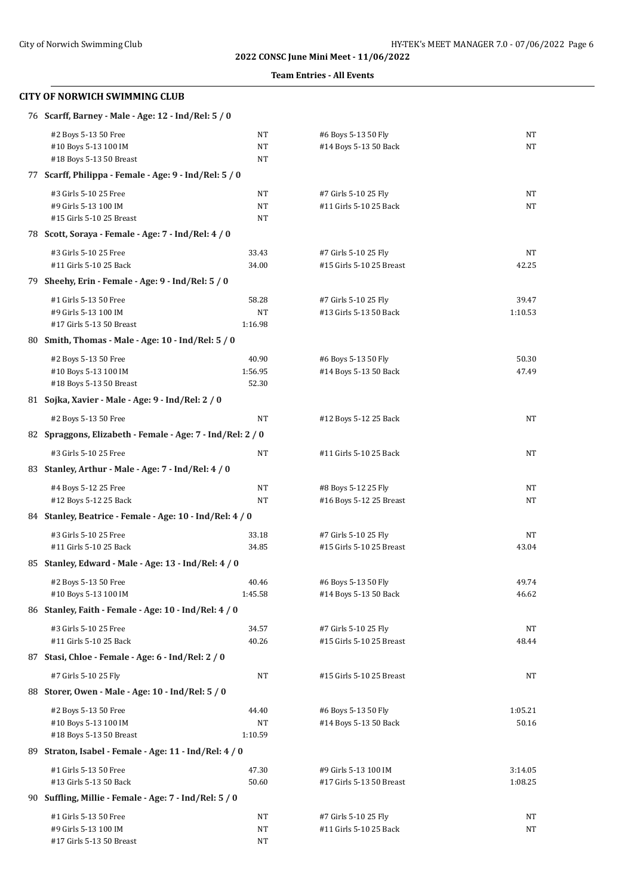2022 CONSC June Mini Meet - 11/06/2022

**Team Entries - All Events**

## CITY OF NORWICH SWIMMING CLUB

**76 Scarff, Barney - Male - Age: 12 - Ind/Rel: 5 / 0**

| Event | Time | Event | Time |
|---|---|---|---|
| #2 Boys 5-13 50 Free | NT | #6 Boys 5-13 50 Fly | NT |
| #10 Boys 5-13 100 IM | NT | #14 Boys 5-13 50 Back | NT |
| #18 Boys 5-13 50 Breast | NT | | |

**77 Scarff, Philippa - Female - Age: 9 - Ind/Rel: 5 / 0**

| Event | Time | Event | Time |
|---|---|---|---|
| #3 Girls 5-10 25 Free | NT | #7 Girls 5-10 25 Fly | NT |
| #9 Girls 5-13 100 IM | NT | #11 Girls 5-10 25 Back | NT |
| #15 Girls 5-10 25 Breast | NT | | |

**78 Scott, Soraya - Female - Age: 7 - Ind/Rel: 4 / 0**

| Event | Time | Event | Time |
|---|---|---|---|
| #3 Girls 5-10 25 Free | 33.43 | #7 Girls 5-10 25 Fly | NT |
| #11 Girls 5-10 25 Back | 34.00 | #15 Girls 5-10 25 Breast | 42.25 |

**79 Sheehy, Erin - Female - Age: 9 - Ind/Rel: 5 / 0**

| Event | Time | Event | Time |
|---|---|---|---|
| #1 Girls 5-13 50 Free | 58.28 | #7 Girls 5-10 25 Fly | 39.47 |
| #9 Girls 5-13 100 IM | NT | #13 Girls 5-13 50 Back | 1:10.53 |
| #17 Girls 5-13 50 Breast | 1:16.98 | | |

**80 Smith, Thomas - Male - Age: 10 - Ind/Rel: 5 / 0**

| Event | Time | Event | Time |
|---|---|---|---|
| #2 Boys 5-13 50 Free | 40.90 | #6 Boys 5-13 50 Fly | 50.30 |
| #10 Boys 5-13 100 IM | 1:56.95 | #14 Boys 5-13 50 Back | 47.49 |
| #18 Boys 5-13 50 Breast | 52.30 | | |

**81 Sojka, Xavier - Male - Age: 9 - Ind/Rel: 2 / 0**

| Event | Time | Event | Time |
|---|---|---|---|
| #2 Boys 5-13 50 Free | NT | #12 Boys 5-12 25 Back | NT |

**82 Spraggons, Elizabeth - Female - Age: 7 - Ind/Rel: 2 / 0**

| Event | Time | Event | Time |
|---|---|---|---|
| #3 Girls 5-10 25 Free | NT | #11 Girls 5-10 25 Back | NT |

**83 Stanley, Arthur - Male - Age: 7 - Ind/Rel: 4 / 0**

| Event | Time | Event | Time |
|---|---|---|---|
| #4 Boys 5-12 25 Free | NT | #8 Boys 5-12 25 Fly | NT |
| #12 Boys 5-12 25 Back | NT | #16 Boys 5-12 25 Breast | NT |

**84 Stanley, Beatrice - Female - Age: 10 - Ind/Rel: 4 / 0**

| Event | Time | Event | Time |
|---|---|---|---|
| #3 Girls 5-10 25 Free | 33.18 | #7 Girls 5-10 25 Fly | NT |
| #11 Girls 5-10 25 Back | 34.85 | #15 Girls 5-10 25 Breast | 43.04 |

**85 Stanley, Edward - Male - Age: 13 - Ind/Rel: 4 / 0**

| Event | Time | Event | Time |
|---|---|---|---|
| #2 Boys 5-13 50 Free | 40.46 | #6 Boys 5-13 50 Fly | 49.74 |
| #10 Boys 5-13 100 IM | 1:45.58 | #14 Boys 5-13 50 Back | 46.62 |

**86 Stanley, Faith - Female - Age: 10 - Ind/Rel: 4 / 0**

| Event | Time | Event | Time |
|---|---|---|---|
| #3 Girls 5-10 25 Free | 34.57 | #7 Girls 5-10 25 Fly | NT |
| #11 Girls 5-10 25 Back | 40.26 | #15 Girls 5-10 25 Breast | 48.44 |

**87 Stasi, Chloe - Female - Age: 6 - Ind/Rel: 2 / 0**

| Event | Time | Event | Time |
|---|---|---|---|
| #7 Girls 5-10 25 Fly | NT | #15 Girls 5-10 25 Breast | NT |

**88 Storer, Owen - Male - Age: 10 - Ind/Rel: 5 / 0**

| Event | Time | Event | Time |
|---|---|---|---|
| #2 Boys 5-13 50 Free | 44.40 | #6 Boys 5-13 50 Fly | 1:05.21 |
| #10 Boys 5-13 100 IM | NT | #14 Boys 5-13 50 Back | 50.16 |
| #18 Boys 5-13 50 Breast | 1:10.59 | | |

**89 Straton, Isabel - Female - Age: 11 - Ind/Rel: 4 / 0**

| Event | Time | Event | Time |
|---|---|---|---|
| #1 Girls 5-13 50 Free | 47.30 | #9 Girls 5-13 100 IM | 3:14.05 |
| #13 Girls 5-13 50 Back | 50.60 | #17 Girls 5-13 50 Breast | 1:08.25 |

**90 Suffling, Millie - Female - Age: 7 - Ind/Rel: 5 / 0**

| Event | Time | Event | Time |
|---|---|---|---|
| #1 Girls 5-13 50 Free | NT | #7 Girls 5-10 25 Fly | NT |
| #9 Girls 5-13 100 IM | NT | #11 Girls 5-10 25 Back | NT |
| #17 Girls 5-13 50 Breast | NT | | |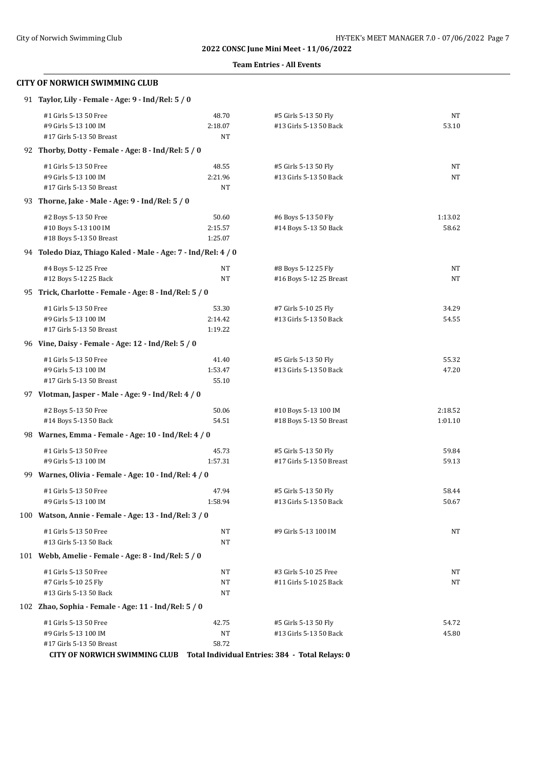**Team Entries - All Events**

## CITY OF NORWICH SWIMMING CLUB

### 91 Taylor, Lily - Female - Age: 9 - Ind/Rel: 5 / 0

| | | | |
|---|---|---|---|
| #1 Girls 5-13 50 Free | 48.70 | #5 Girls 5-13 50 Fly | NT |
| #9 Girls 5-13 100 IM | 2:18.07 | #13 Girls 5-13 50 Back | 53.10 |
| #17 Girls 5-13 50 Breast | NT | | |

### 92 Thorby, Dotty - Female - Age: 8 - Ind/Rel: 5 / 0

| | | | |
|---|---|---|---|
| #1 Girls 5-13 50 Free | 48.55 | #5 Girls 5-13 50 Fly | NT |
| #9 Girls 5-13 100 IM | 2:21.96 | #13 Girls 5-13 50 Back | NT |
| #17 Girls 5-13 50 Breast | NT | | |

### 93 Thorne, Jake - Male - Age: 9 - Ind/Rel: 5 / 0

| | | | |
|---|---|---|---|
| #2 Boys 5-13 50 Free | 50.60 | #6 Boys 5-13 50 Fly | 1:13.02 |
| #10 Boys 5-13 100 IM | 2:15.57 | #14 Boys 5-13 50 Back | 58.62 |
| #18 Boys 5-13 50 Breast | 1:25.07 | | |

### 94 Toledo Diaz, Thiago Kaled - Male - Age: 7 - Ind/Rel: 4 / 0

| | | | |
|---|---|---|---|
| #4 Boys 5-12 25 Free | NT | #8 Boys 5-12 25 Fly | NT |
| #12 Boys 5-12 25 Back | NT | #16 Boys 5-12 25 Breast | NT |

### 95 Trick, Charlotte - Female - Age: 8 - Ind/Rel: 5 / 0

| | | | |
|---|---|---|---|
| #1 Girls 5-13 50 Free | 53.30 | #7 Girls 5-10 25 Fly | 34.29 |
| #9 Girls 5-13 100 IM | 2:14.42 | #13 Girls 5-13 50 Back | 54.55 |
| #17 Girls 5-13 50 Breast | 1:19.22 | | |

### 96 Vine, Daisy - Female - Age: 12 - Ind/Rel: 5 / 0

| | | | |
|---|---|---|---|
| #1 Girls 5-13 50 Free | 41.40 | #5 Girls 5-13 50 Fly | 55.32 |
| #9 Girls 5-13 100 IM | 1:53.47 | #13 Girls 5-13 50 Back | 47.20 |
| #17 Girls 5-13 50 Breast | 55.10 | | |

### 97 Vlotman, Jasper - Male - Age: 9 - Ind/Rel: 4 / 0

| | | | |
|---|---|---|---|
| #2 Boys 5-13 50 Free | 50.06 | #10 Boys 5-13 100 IM | 2:18.52 |
| #14 Boys 5-13 50 Back | 54.51 | #18 Boys 5-13 50 Breast | 1:01.10 |

### 98 Warnes, Emma - Female - Age: 10 - Ind/Rel: 4 / 0

| | | | |
|---|---|---|---|
| #1 Girls 5-13 50 Free | 45.73 | #5 Girls 5-13 50 Fly | 59.84 |
| #9 Girls 5-13 100 IM | 1:57.31 | #17 Girls 5-13 50 Breast | 59.13 |

### 99 Warnes, Olivia - Female - Age: 10 - Ind/Rel: 4 / 0

| | | | |
|---|---|---|---|
| #1 Girls 5-13 50 Free | 47.94 | #5 Girls 5-13 50 Fly | 58.44 |
| #9 Girls 5-13 100 IM | 1:58.94 | #13 Girls 5-13 50 Back | 50.67 |

### 100 Watson, Annie - Female - Age: 13 - Ind/Rel: 3 / 0

| | | | |
|---|---|---|---|
| #1 Girls 5-13 50 Free | NT | #9 Girls 5-13 100 IM | NT |
| #13 Girls 5-13 50 Back | NT | | |

### 101 Webb, Amelie - Female - Age: 8 - Ind/Rel: 5 / 0

| | | | |
|---|---|---|---|
| #1 Girls 5-13 50 Free | NT | #3 Girls 5-10 25 Free | NT |
| #7 Girls 5-10 25 Fly | NT | #11 Girls 5-10 25 Back | NT |
| #13 Girls 5-13 50 Back | NT | | |

### 102 Zhao, Sophia - Female - Age: 11 - Ind/Rel: 5 / 0

| | | | |
|---|---|---|---|
| #1 Girls 5-13 50 Free | 42.75 | #5 Girls 5-13 50 Fly | 54.72 |
| #9 Girls 5-13 100 IM | NT | #13 Girls 5-13 50 Back | 45.80 |
| #17 Girls 5-13 50 Breast | 58.72 | | |

**CITY OF NORWICH SWIMMING CLUB Total Individual Entries: 384 - Total Relays: 0**